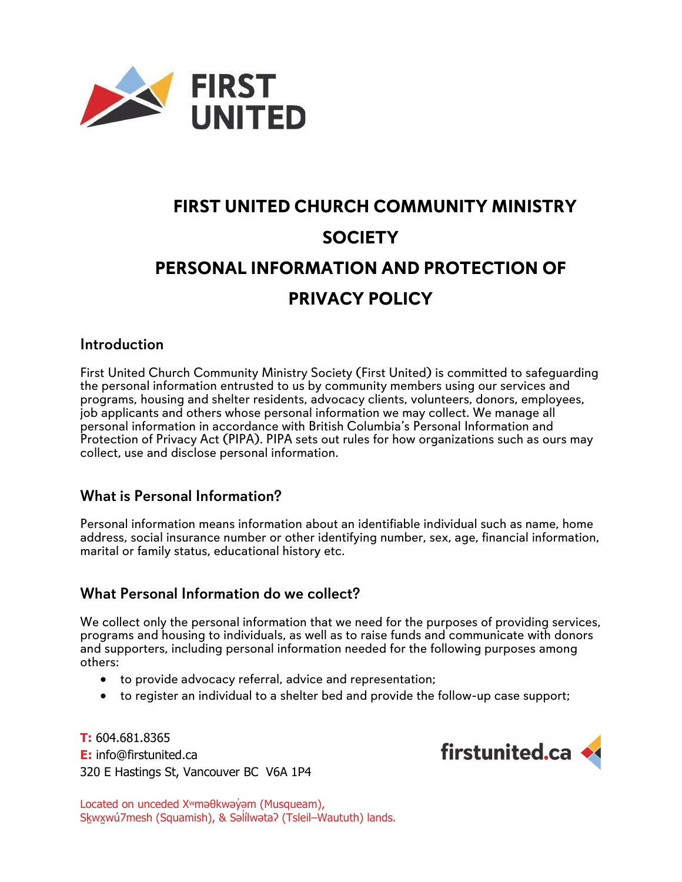# FIRST UNITED CHURCH COMMUNITY MINISTRY SOCIETY

# PERSONAL INFORMATION AND PROTECTION OF PRIVACY POLICY

## Introduction

First United Church Community Ministry Society (First United) is committed to safeguarding the personal information entrusted to us by community members using our services and programs, housing and shelter residents, advocacy clients, volunteers, donors, employees, job applicants and others whose personal information we may collect. We manage all personal information in accordance with British Columbia's Personal Information and Protection of Privacy Act (PIPA). PIPA sets out rules for how organizations such as ours may collect, use and disclose personal information.

## What is Personal Information?

Personal information means information about an identifiable individual such as name, home address, social insurance number or other identifying number, sex, age, financial information, marital or family status, educational history etc.

## What Personal Information do we collect?

We collect only the personal information that we need for the purposes of providing services, programs and housing to individuals, as well as to raise funds and communicate with donors and supporters, including personal information needed for the following purposes among others:

- to provide advocacy referral, advice and representation;
- to register an individual to a shelter bed and provide the follow-up case support;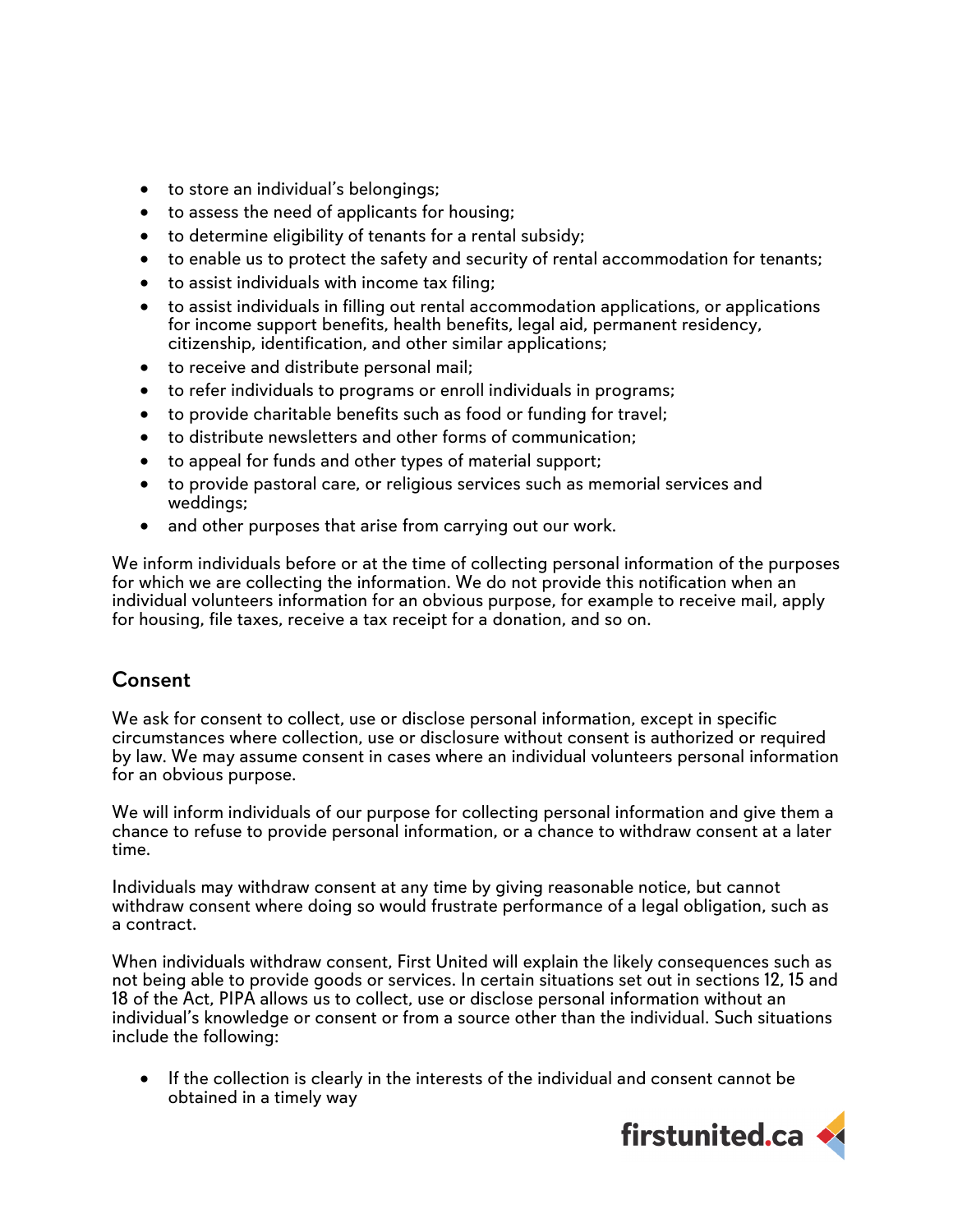- to store an individual's belongings;
- to assess the need of applicants for housing;
- to determine eligibility of tenants for a rental subsidy;
- to enable us to protect the safety and security of rental accommodation for tenants;
- to assist individuals with income tax filing;
- to assist individuals in filling out rental accommodation applications, or applications for income support benefits, health benefits, legal aid, permanent residency, citizenship, identification, and other similar applications;
- to receive and distribute personal mail;
- to refer individuals to programs or enroll individuals in programs;
- to provide charitable benefits such as food or funding for travel;
- to distribute newsletters and other forms of communication;
- to appeal for funds and other types of material support;
- to provide pastoral care, or religious services such as memorial services and weddings;
- and other purposes that arise from carrying out our work.

We inform individuals before or at the time of collecting personal information of the purposes for which we are collecting the information. We do not provide this notification when an individual volunteers information for an obvious purpose, for example to receive mail, apply for housing, file taxes, receive a tax receipt for a donation, and so on.

## Consent

We ask for consent to collect, use or disclose personal information, except in specific circumstances where collection, use or disclosure without consent is authorized or required by law. We may assume consent in cases where an individual volunteers personal information for an obvious purpose.

We will inform individuals of our purpose for collecting personal information and give them a chance to refuse to provide personal information, or a chance to withdraw consent at a later time.

Individuals may withdraw consent at any time by giving reasonable notice, but cannot withdraw consent where doing so would frustrate performance of a legal obligation, such as a contract.

When individuals withdraw consent, First United will explain the likely consequences such as not being able to provide goods or services. In certain situations set out in sections 12, 15 and 18 of the Act, PIPA allows us to collect, use or disclose personal information without an individual's knowledge or consent or from a source other than the individual. Such situations include the following:

- If the collection is clearly in the interests of the individual and consent cannot be obtained in a timely way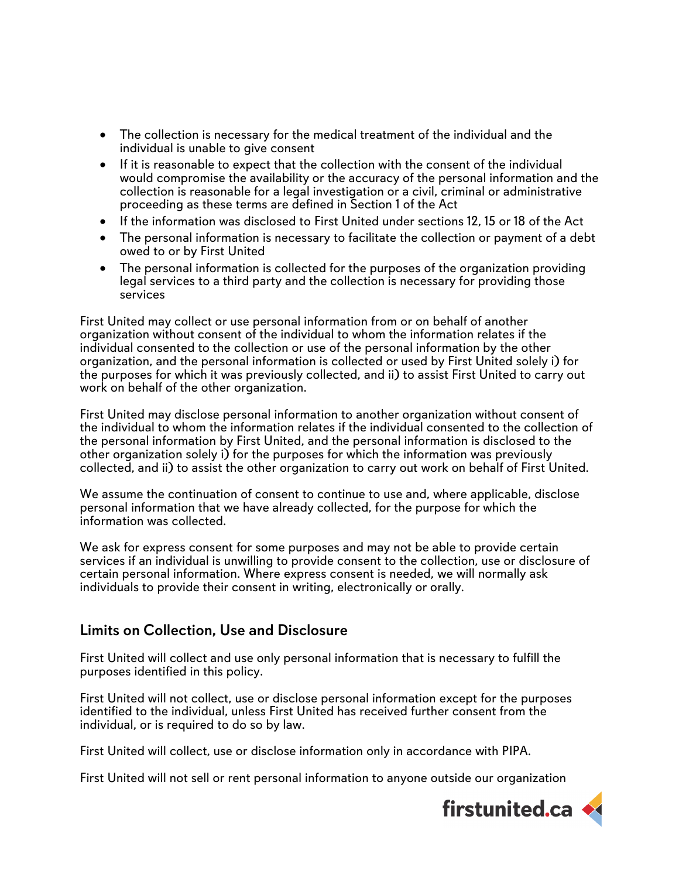- The collection is necessary for the medical treatment of the individual and the individual is unable to give consent
- If it is reasonable to expect that the collection with the consent of the individual would compromise the availability or the accuracy of the personal information and the collection is reasonable for a legal investigation or a civil, criminal or administrative proceeding as these terms are defined in Section 1 of the Act
- If the information was disclosed to First United under sections 12, 15 or 18 of the Act
- The personal information is necessary to facilitate the collection or payment of a debt owed to or by First United
- The personal information is collected for the purposes of the organization providing legal services to a third party and the collection is necessary for providing those services

First United may collect or use personal information from or on behalf of another organization without consent of the individual to whom the information relates if the individual consented to the collection or use of the personal information by the other organization, and the personal information is collected or used by First United solely i) for the purposes for which it was previously collected, and ii) to assist First United to carry out work on behalf of the other organization.

First United may disclose personal information to another organization without consent of the individual to whom the information relates if the individual consented to the collection of the personal information by First United, and the personal information is disclosed to the other organization solely i) for the purposes for which the information was previously collected, and ii) to assist the other organization to carry out work on behalf of First United.

We assume the continuation of consent to continue to use and, where applicable, disclose personal information that we have already collected, for the purpose for which the information was collected.

We ask for express consent for some purposes and may not be able to provide certain services if an individual is unwilling to provide consent to the collection, use or disclosure of certain personal information. Where express consent is needed, we will normally ask individuals to provide their consent in writing, electronically or orally.

## Limits on Collection, Use and Disclosure

First United will collect and use only personal information that is necessary to fulfill the purposes identified in this policy.

First United will not collect, use or disclose personal information except for the purposes identified to the individual, unless First United has received further consent from the individual, or is required to do so by law.

First United will collect, use or disclose information only in accordance with PIPA.

First United will not sell or rent personal information to anyone outside our organization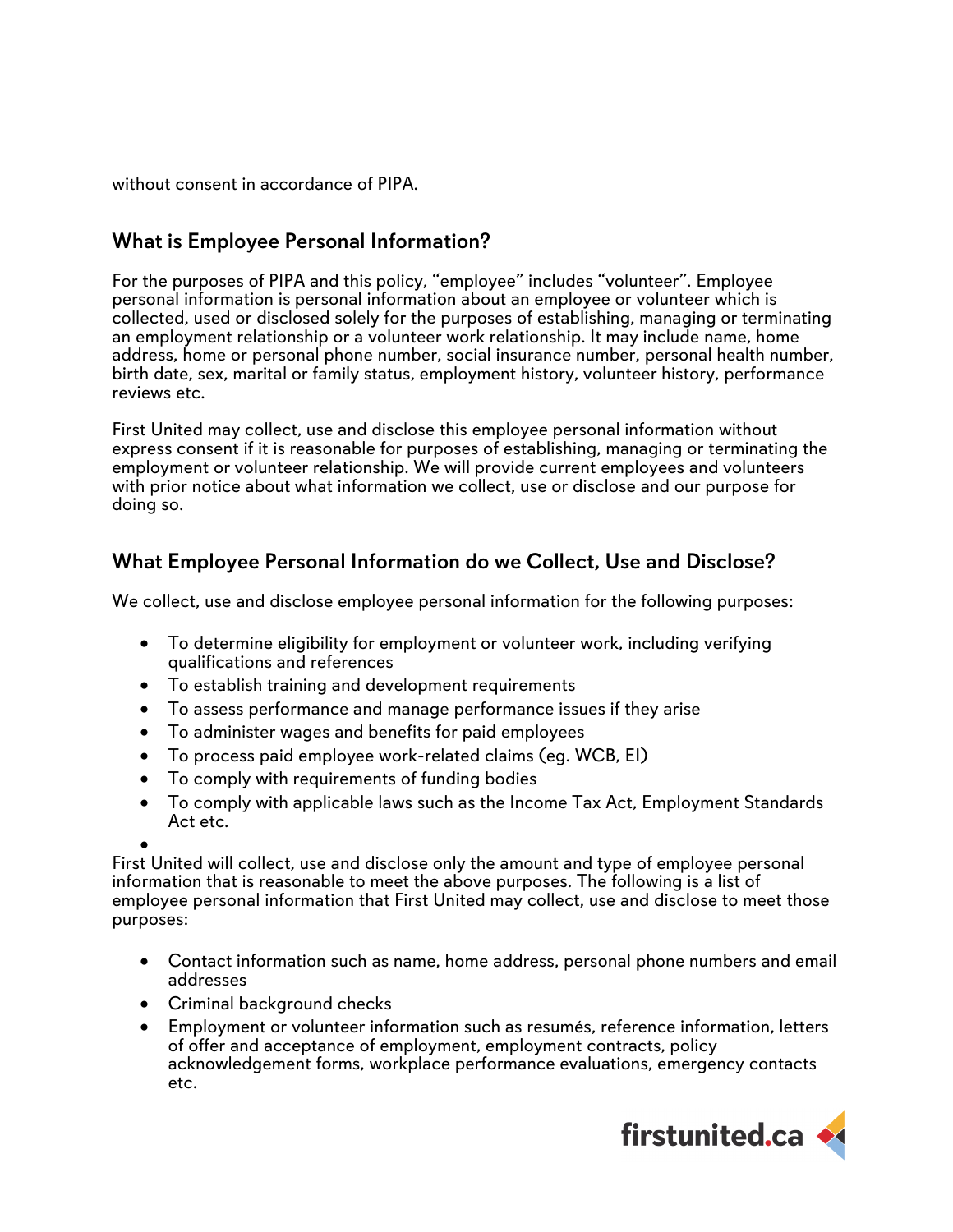without consent in accordance of PIPA.

## What is Employee Personal Information?

For the purposes of PIPA and this policy, “employee” includes “volunteer”. Employee personal information is personal information about an employee or volunteer which is collected, used or disclosed solely for the purposes of establishing, managing or terminating an employment relationship or a volunteer work relationship. It may include name, home address, home or personal phone number, social insurance number, personal health number, birth date, sex, marital or family status, employment history, volunteer history, performance reviews etc.

First United may collect, use and disclose this employee personal information without express consent if it is reasonable for purposes of establishing, managing or terminating the employment or volunteer relationship. We will provide current employees and volunteers with prior notice about what information we collect, use or disclose and our purpose for doing so.

## What Employee Personal Information do we Collect, Use and Disclose?

We collect, use and disclose employee personal information for the following purposes:

- To determine eligibility for employment or volunteer work, including verifying qualifications and references
- To establish training and development requirements
- To assess performance and manage performance issues if they arise
- To administer wages and benefits for paid employees
- To process paid employee work-related claims (eg. WCB, EI)
- To comply with requirements of funding bodies
- To comply with applicable laws such as the Income Tax Act, Employment Standards Act etc.

First United will collect, use and disclose only the amount and type of employee personal information that is reasonable to meet the above purposes. The following is a list of employee personal information that First United may collect, use and disclose to meet those purposes:

- Contact information such as name, home address, personal phone numbers and email addresses
- Criminal background checks
- Employment or volunteer information such as resumés, reference information, letters of offer and acceptance of employment, employment contracts, policy acknowledgement forms, workplace performance evaluations, emergency contacts etc.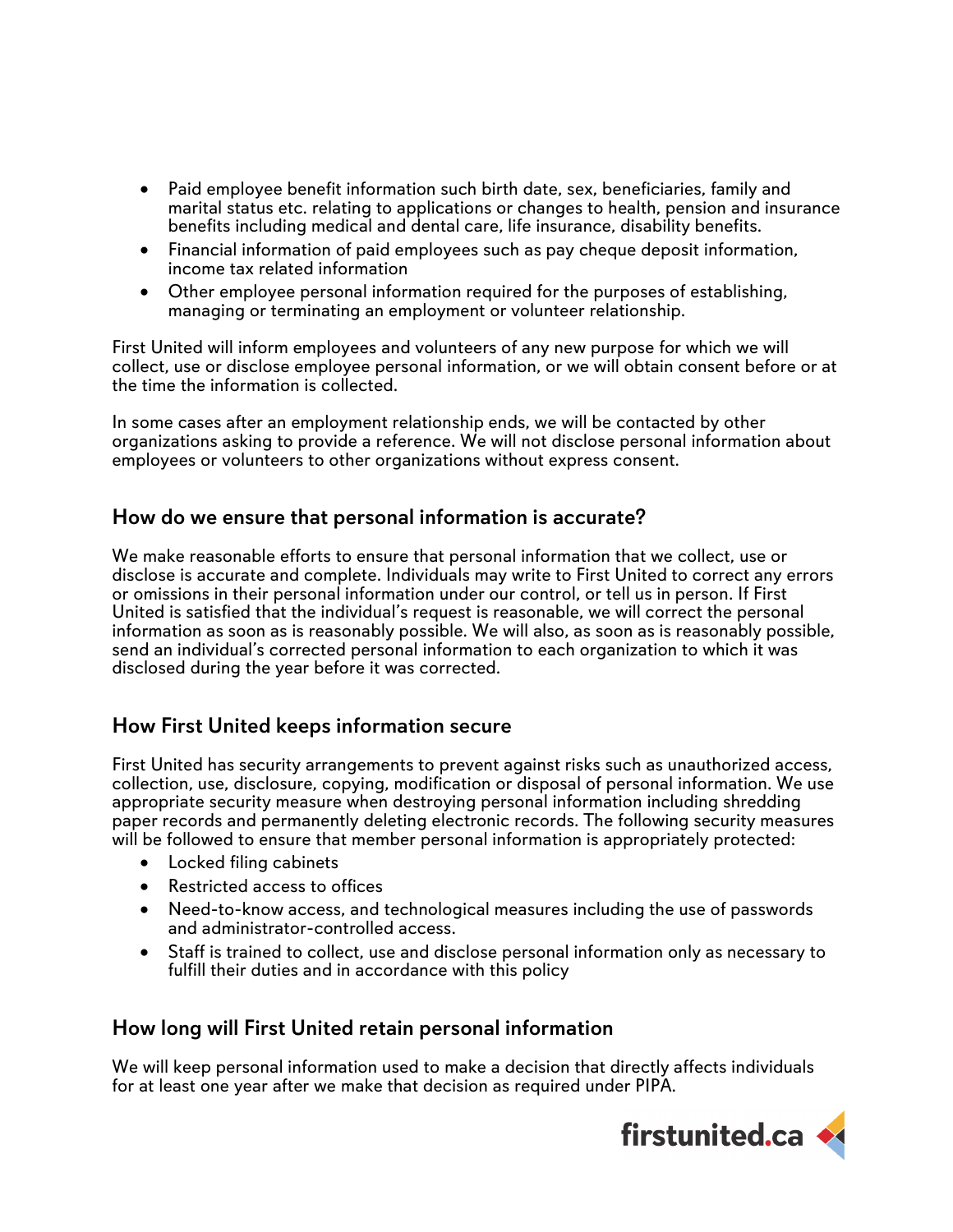- Paid employee benefit information such birth date, sex, beneficiaries, family and marital status etc. relating to applications or changes to health, pension and insurance benefits including medical and dental care, life insurance, disability benefits.
- Financial information of paid employees such as pay cheque deposit information, income tax related information
- Other employee personal information required for the purposes of establishing, managing or terminating an employment or volunteer relationship.

First United will inform employees and volunteers of any new purpose for which we will collect, use or disclose employee personal information, or we will obtain consent before or at the time the information is collected.

In some cases after an employment relationship ends, we will be contacted by other organizations asking to provide a reference. We will not disclose personal information about employees or volunteers to other organizations without express consent.

## How do we ensure that personal information is accurate?

We make reasonable efforts to ensure that personal information that we collect, use or disclose is accurate and complete. Individuals may write to First United to correct any errors or omissions in their personal information under our control, or tell us in person. If First United is satisfied that the individual's request is reasonable, we will correct the personal information as soon as is reasonably possible. We will also, as soon as is reasonably possible, send an individual's corrected personal information to each organization to which it was disclosed during the year before it was corrected.

## How First United keeps information secure

First United has security arrangements to prevent against risks such as unauthorized access, collection, use, disclosure, copying, modification or disposal of personal information. We use appropriate security measure when destroying personal information including shredding paper records and permanently deleting electronic records. The following security measures will be followed to ensure that member personal information is appropriately protected:

- Locked filing cabinets
- Restricted access to offices
- Need-to-know access, and technological measures including the use of passwords and administrator-controlled access.
- Staff is trained to collect, use and disclose personal information only as necessary to fulfill their duties and in accordance with this policy

## How long will First United retain personal information

We will keep personal information used to make a decision that directly affects individuals for at least one year after we make that decision as required under PIPA.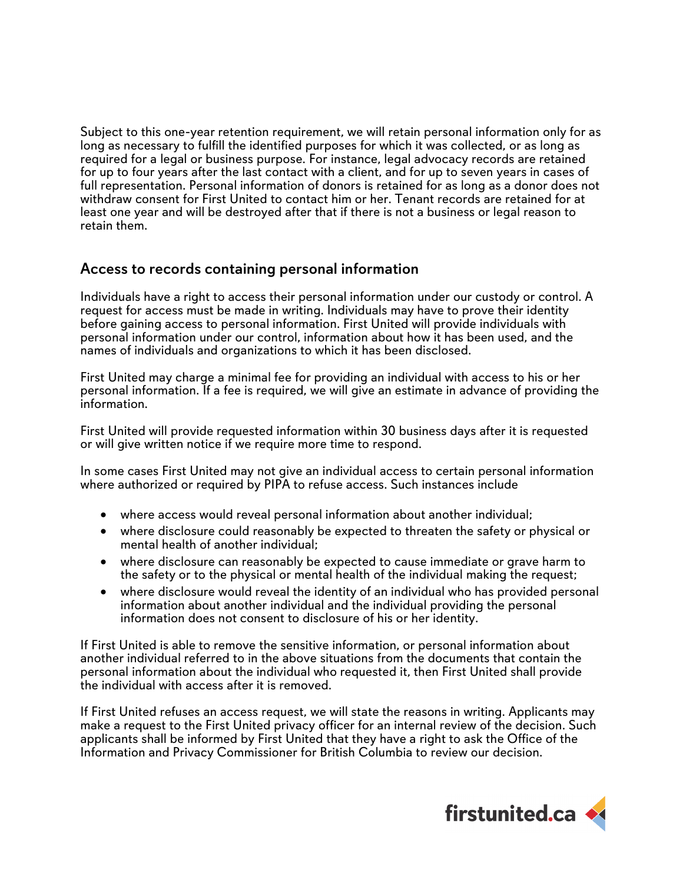Subject to this one-year retention requirement, we will retain personal information only for as long as necessary to fulfill the identified purposes for which it was collected, or as long as required for a legal or business purpose. For instance, legal advocacy records are retained for up to four years after the last contact with a client, and for up to seven years in cases of full representation. Personal information of donors is retained for as long as a donor does not withdraw consent for First United to contact him or her. Tenant records are retained for at least one year and will be destroyed after that if there is not a business or legal reason to retain them.

## Access to records containing personal information

Individuals have a right to access their personal information under our custody or control. A request for access must be made in writing. Individuals may have to prove their identity before gaining access to personal information. First United will provide individuals with personal information under our control, information about how it has been used, and the names of individuals and organizations to which it has been disclosed.

First United may charge a minimal fee for providing an individual with access to his or her personal information. If a fee is required, we will give an estimate in advance of providing the information.

First United will provide requested information within 30 business days after it is requested or will give written notice if we require more time to respond.

In some cases First United may not give an individual access to certain personal information where authorized or required by PIPA to refuse access. Such instances include

- where access would reveal personal information about another individual;
- where disclosure could reasonably be expected to threaten the safety or physical or mental health of another individual;
- where disclosure can reasonably be expected to cause immediate or grave harm to the safety or to the physical or mental health of the individual making the request;
- where disclosure would reveal the identity of an individual who has provided personal information about another individual and the individual providing the personal information does not consent to disclosure of his or her identity.

If First United is able to remove the sensitive information, or personal information about another individual referred to in the above situations from the documents that contain the personal information about the individual who requested it, then First United shall provide the individual with access after it is removed.

If First United refuses an access request, we will state the reasons in writing. Applicants may make a request to the First United privacy officer for an internal review of the decision. Such applicants shall be informed by First United that they have a right to ask the Office of the Information and Privacy Commissioner for British Columbia to review our decision.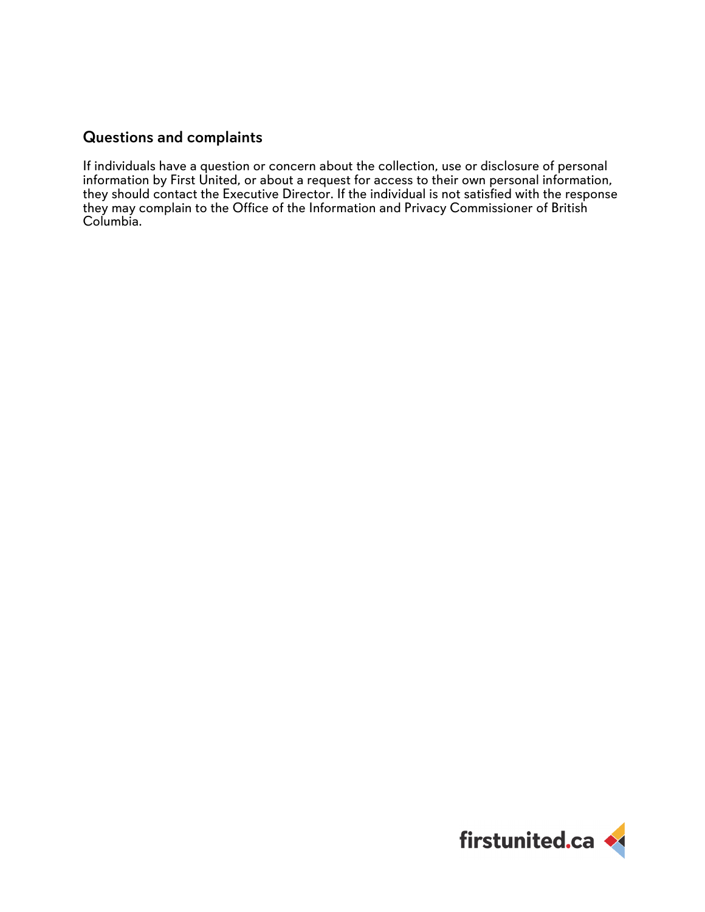## Questions and complaints

If individuals have a question or concern about the collection, use or disclosure of personal information by First United, or about a request for access to their own personal information, they should contact the Executive Director. If the individual is not satisfied with the response they may complain to the Office of the Information and Privacy Commissioner of British Columbia.